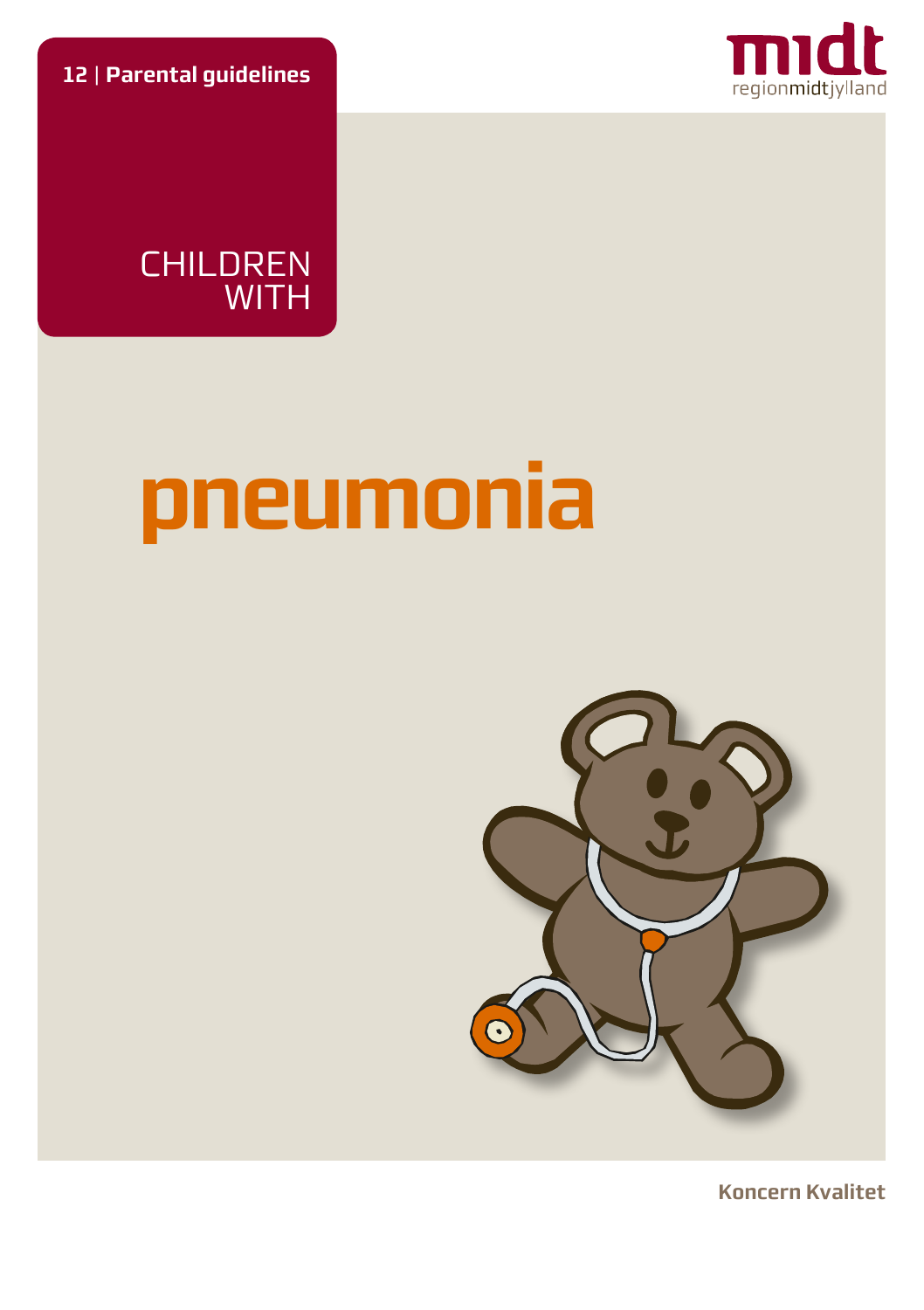**12 | Parental guidelines**

midt
regionmidtjylland

CHILDREN WITH

# pneumonia

**Koncern Kvalitet**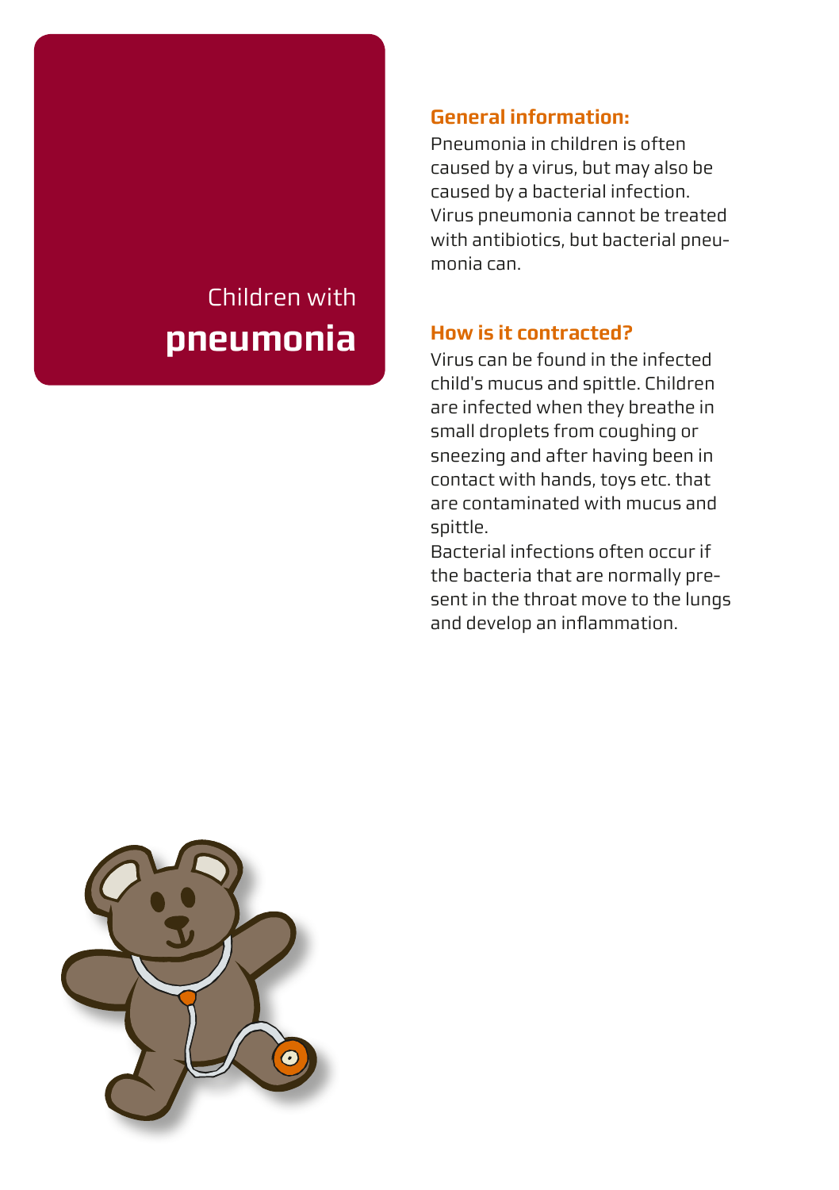# Children with **pneumonia**

## General information:

Pneumonia in children is often caused by a virus, but may also be caused by a bacterial infection. Virus pneumonia cannot be treated with antibiotics, but bacterial pneumonia can.

## How is it contracted?

Virus can be found in the infected child's mucus and spittle. Children are infected when they breathe in small droplets from coughing or sneezing and after having been in contact with hands, toys etc. that are contaminated with mucus and spittle.

Bacterial infections often occur if the bacteria that are normally present in the throat move to the lungs and develop an inflammation.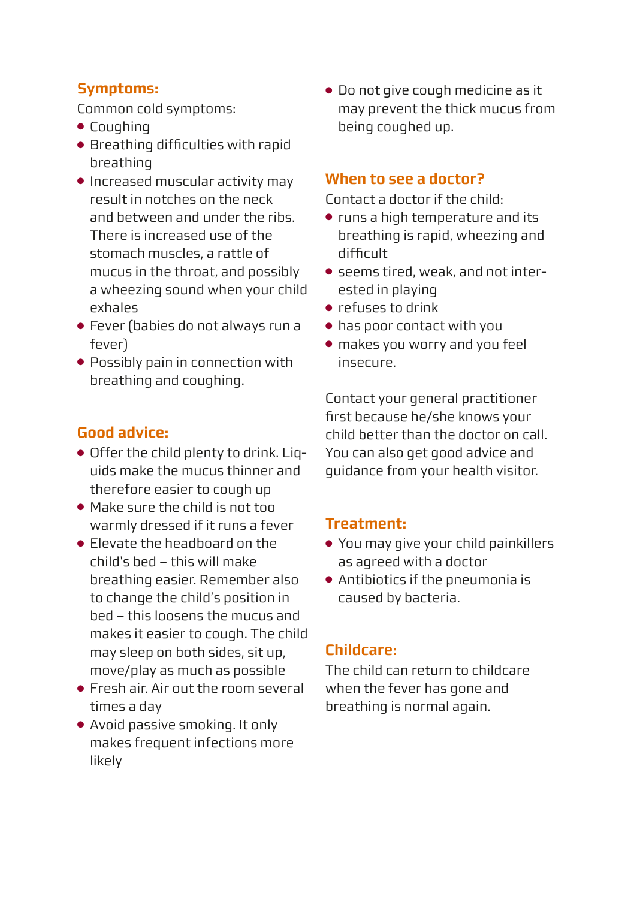## Symptoms:

Common cold symptoms:

- Coughing
- Breathing difficulties with rapid breathing
- Increased muscular activity may result in notches on the neck and between and under the ribs. There is increased use of the stomach muscles, a rattle of mucus in the throat, and possibly a wheezing sound when your child exhales
- Fever (babies do not always run a fever)
- Possibly pain in connection with breathing and coughing.

## Good advice:

- Offer the child plenty to drink. Liquids make the mucus thinner and therefore easier to cough up
- Make sure the child is not too warmly dressed if it runs a fever
- Elevate the headboard on the child's bed – this will make breathing easier. Remember also to change the child's position in bed – this loosens the mucus and makes it easier to cough. The child may sleep on both sides, sit up, move/play as much as possible
- Fresh air. Air out the room several times a day
- Avoid passive smoking. It only makes frequent infections more likely
- Do not give cough medicine as it may prevent the thick mucus from being coughed up.

## When to see a doctor?

Contact a doctor if the child:

- runs a high temperature and its breathing is rapid, wheezing and difficult
- seems tired, weak, and not interested in playing
- refuses to drink
- has poor contact with you
- makes you worry and you feel insecure.

Contact your general practitioner first because he/she knows your child better than the doctor on call. You can also get good advice and guidance from your health visitor.

## Treatment:

- You may give your child painkillers as agreed with a doctor
- Antibiotics if the pneumonia is caused by bacteria.

## Childcare:

The child can return to childcare when the fever has gone and breathing is normal again.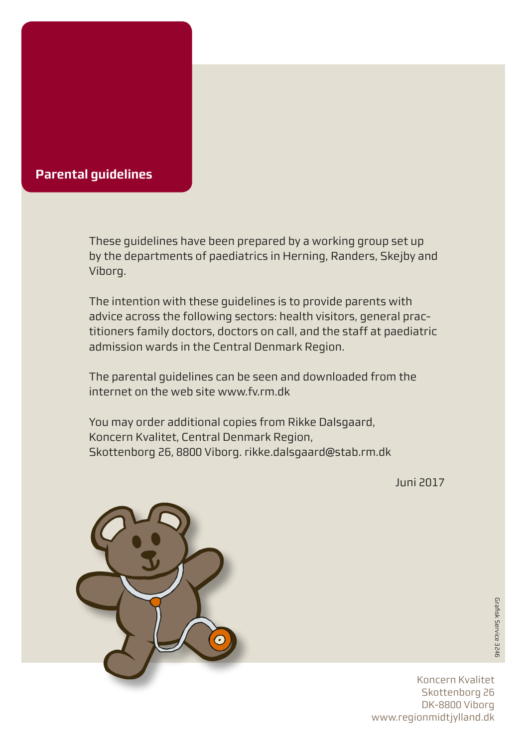**Parental guidelines**

These guidelines have been prepared by a working group set up by the departments of paediatrics in Herning, Randers, Skejby and Viborg.

The intention with these guidelines is to provide parents with advice across the following sectors: health visitors, general practitioners family doctors, doctors on call, and the staff at paediatric admission wards in the Central Denmark Region.

The parental guidelines can be seen and downloaded from the internet on the web site www.fv.rm.dk

You may order additional copies from Rikke Dalsgaard, Koncern Kvalitet, Central Denmark Region, Skottenborg 26, 8800 Viborg. rikke.dalsgaard@stab.rm.dk

Juni 2017

Grafisk Service 3246

Koncern Kvalitet
Skottenborg 26
DK-8800 Viborg
www.regionmidtjylland.dk